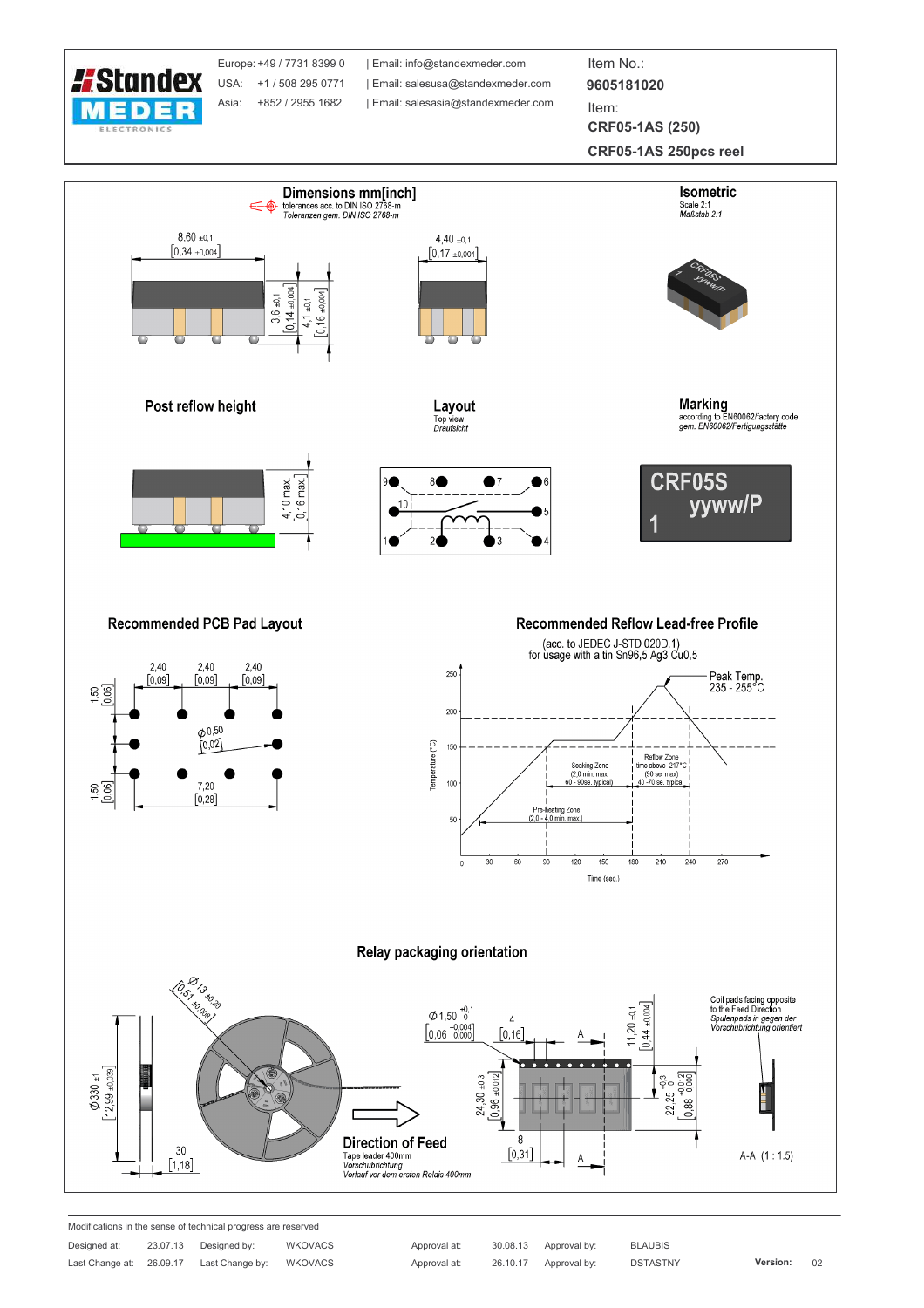**Standex MEDER ELECTRONICS**

| | | |
|---|---|---|
| Europe: +49 / 7731 8399 0 | Email: info@standexmeder.com | Item No.: **9605181020** |
| USA: +1 / 508 295 0771 | Email: salesusa@standexmeder.com | Item: **CRF05-1AS (250)** |
| Asia: +852 / 2955 1682 | Email: salesasia@standexmeder.com | **CRF05-1AS 250pcs reel** |

## Dimensions mm[inch]

tolerances acc. to DIN ISO 2768-m
*Toleranzen gem. DIN ISO 2768-m*

8,60 ±0,1 [0,34 ±0,004]
4,40 ±0,1 [0,17 ±0,004]
3,6 ±0,1 [0,14 ±0,004]
4,1 ±0,1 [0,16 ±0,004]

## Isometric

Scale 2:1
*Maßstab 2:1*

## Post reflow height

4,10 max. [0,16 max.]

## Layout

Top view
*Draufsicht*

## Marking

according to EN60062/factory code
*gem. EN60062/Fertigungsstätte*

CRF05S
yyww/P
1

## Recommended PCB Pad Layout

2,40 [0,09] · 2,40 [0,09] · 2,40 [0,09]
1,50 [0,06] · 1,50 [0,06]
⌀0,50 [0,02]
7,20 [0,28]

## Recommended Reflow Lead-free Profile

(acc. to JEDEC J-STD 020D.1)
for usage with a tin Sn96,5 Ag3 Cu0,5

Peak Temp. 235 - 255°C
Soaking Zone (2,0 min. max. 60 - 90se. typical)
Reflow Zone time above -217°C (90 se. max) 40 -70 se. typical
Pre-heating Zone (2,0 - 4,0 min. max.)
Temperature (°C) · Time (sec.)

## Relay packaging orientation

Ø13 ±0,20 [0,51 ±0,008]
Ø330 ±1 [12,99 ±0,039]
30 [1,18]
Ø1,50 +0,1/0 [0,06 +0,004/0,000]
4 [0,16]
11,20 ±0,1 [0,44 ±0,004]
24,30 ±0,3 [0,96 ±0,012]
22,25 +0,3/0 [0,88 +0,012/0,000]
8 [0,31]

**Direction of Feed**
Tape leader 400mm
*Vorschubrichtung*
*Vorlauf vor dem ersten Relais 400mm*

Coil pads facing opposite to the Feed Direction
*Spulenpads in gegen der Vorschubrichtung orientiert*

A-A (1 : 1.5)

---

Modifications in the sense of technical progress are reserved

| Designed at: | 23.07.13 | Designed by: | WKOVACS | Approval at: | 30.08.13 | Approval by: | BLAUBIS | | |
|---|---|---|---|---|---|---|---|---|---|
| Last Change at: | 26.09.17 | Last Change by: | WKOVACS | Approval at: | 26.10.17 | Approval by: | DSTASTNY | **Version:** | 02 |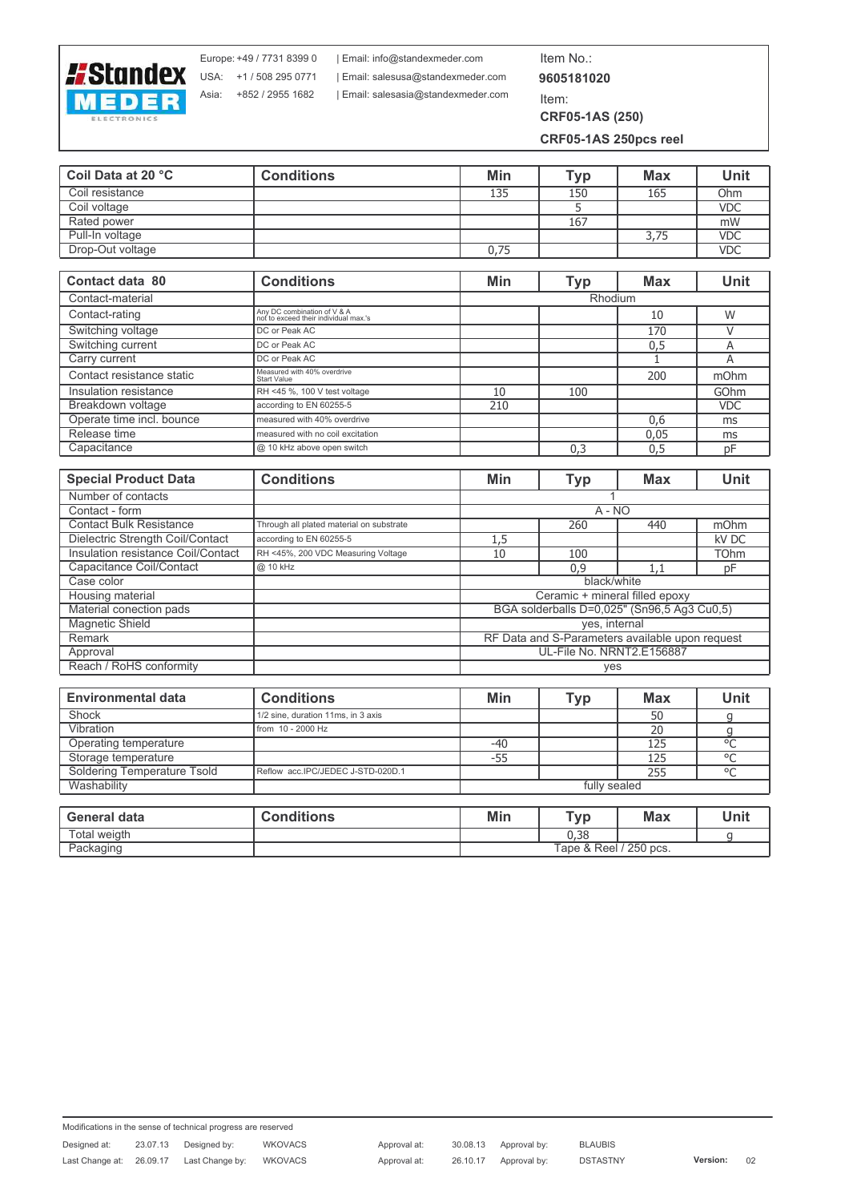Europe: +49 / 7731 8399 0 | Email: info@standexmeder.com
USA: +1 / 508 295 0771 | Email: salesusa@standexmeder.com
Asia: +852 / 2955 1682 | Email: salesasia@standexmeder.com

Item No.:
**9605181020**

Item:
**CRF05-1AS (250)**

**CRF05-1AS 250pcs reel**

| Coil Data at 20 °C | Conditions | Min | Typ | Max | Unit |
|---|---|---|---|---|---|
| Coil resistance | | 135 | 150 | 165 | Ohm |
| Coil voltage | | | 5 | | VDC |
| Rated power | | | 167 | | mW |
| Pull-In voltage | | | | 3,75 | VDC |
| Drop-Out voltage | | 0,75 | | | VDC |

| Contact data 80 | Conditions | Min | Typ | Max | Unit |
|---|---|---|---|---|---|
| Contact-material | | | Rhodium | | |
| Contact-rating | Any DC combination of V & A not to exceed their individual max.'s | | | 10 | W |
| Switching voltage | DC or Peak AC | | | 170 | V |
| Switching current | DC or Peak AC | | | 0,5 | A |
| Carry current | DC or Peak AC | | | 1 | A |
| Contact resistance static | Measured with 40% overdrive Start Value | | | 200 | mOhm |
| Insulation resistance | RH <45 %, 100 V test voltage | 10 | 100 | | GOhm |
| Breakdown voltage | according to EN 60255-5 | 210 | | | VDC |
| Operate time incl. bounce | measured with 40% overdrive | | | 0,6 | ms |
| Release time | measured with no coil excitation | | | 0,05 | ms |
| Capacitance | @ 10 kHz above open switch | | 0,3 | 0,5 | pF |

| Special Product Data | Conditions | Min | Typ | Max | Unit |
|---|---|---|---|---|---|
| Number of contacts | | | 1 | | |
| Contact - form | | | A - NO | | |
| Contact Bulk Resistance | Through all plated material on substrate | | 260 | 440 | mOhm |
| Dielectric Strength Coil/Contact | according to EN 60255-5 | 1,5 | | | kV DC |
| Insulation resistance Coil/Contact | RH <45%, 200 VDC Measuring Voltage | 10 | 100 | | TOhm |
| Capacitance Coil/Contact | @ 10 kHz | | 0,9 | 1,1 | pF |
| Case color | | | black/white | | |
| Housing material | | | Ceramic + mineral filled epoxy | | |
| Material conection pads | | | BGA solderballs D=0,025" (Sn96,5 Ag3 Cu0,5) | | |
| Magnetic Shield | | | yes, internal | | |
| Remark | | | RF Data and S-Parameters available upon request | | |
| Approval | | | UL-File No. NRNT2.E156887 | | |
| Reach / RoHS conformity | | | yes | | |

| Environmental data | Conditions | Min | Typ | Max | Unit |
|---|---|---|---|---|---|
| Shock | 1/2 sine, duration 11ms, in 3 axis | | | 50 | g |
| Vibration | from 10 - 2000 Hz | | | 20 | g |
| Operating temperature | | -40 | | 125 | °C |
| Storage temperature | | -55 | | 125 | °C |
| Soldering Temperature Tsold | Reflow acc.IPC/JEDEC J-STD-020D.1 | | | 255 | °C |
| Washability | | | fully sealed | | |

| General data | Conditions | Min | Typ | Max | Unit |
|---|---|---|---|---|---|
| Total weigth | | | 0,38 | | g |
| Packaging | | | Tape & Reel / 250 pcs. | | |

Modifications in the sense of technical progress are reserved

| | | | | | | | |
|---|---|---|---|---|---|---|---|
| Designed at: | 23.07.13 | Designed by: | WKOVACS | Approval at: | 30.08.13 | Approval by: | BLAUBIS |
| Last Change at: | 26.09.17 | Last Change by: | WKOVACS | Approval at: | 26.10.17 | Approval by: | DSTASTNY |

**Version:** 02